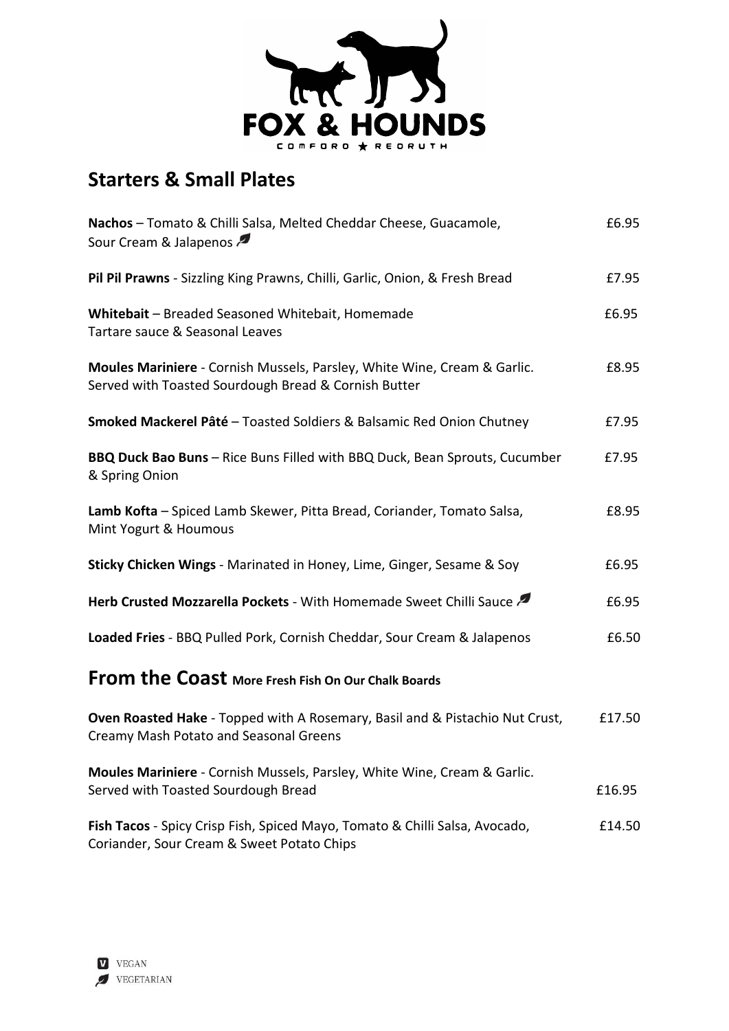# FOX & HOUNDS

COMFORD ★ REDRUTH

## Starters & Small Plates

**Nachos** – Tomato & Chilli Salsa, Melted Cheddar Cheese, Guacamole, Sour Cream & Jalapenos (Vegetarian) — £6.95

**Pil Pil Prawns** - Sizzling King Prawns, Chilli, Garlic, Onion, & Fresh Bread — £7.95

**Whitebait** – Breaded Seasoned Whitebait, Homemade Tartare sauce & Seasonal Leaves — £6.95

**Moules Mariniere** - Cornish Mussels, Parsley, White Wine, Cream & Garlic. Served with Toasted Sourdough Bread & Cornish Butter — £8.95

**Smoked Mackerel Pâté** – Toasted Soldiers & Balsamic Red Onion Chutney — £7.95

**BBQ Duck Bao Buns** – Rice Buns Filled with BBQ Duck, Bean Sprouts, Cucumber & Spring Onion — £7.95

**Lamb Kofta** – Spiced Lamb Skewer, Pitta Bread, Coriander, Tomato Salsa, Mint Yogurt & Houmous — £8.95

**Sticky Chicken Wings** - Marinated in Honey, Lime, Ginger, Sesame & Soy — £6.95

**Herb Crusted Mozzarella Pockets** - With Homemade Sweet Chilli Sauce (Vegetarian) — £6.95

**Loaded Fries** - BBQ Pulled Pork, Cornish Cheddar, Sour Cream & Jalapenos — £6.50

## From the Coast More Fresh Fish On Our Chalk Boards

**Oven Roasted Hake** - Topped with A Rosemary, Basil and & Pistachio Nut Crust, Creamy Mash Potato and Seasonal Greens — £17.50

**Moules Mariniere** - Cornish Mussels, Parsley, White Wine, Cream & Garlic. Served with Toasted Sourdough Bread — £16.95

**Fish Tacos** - Spicy Crisp Fish, Spiced Mayo, Tomato & Chilli Salsa, Avocado, Coriander, Sour Cream & Sweet Potato Chips — £14.50

V VEGAN
VEGETARIAN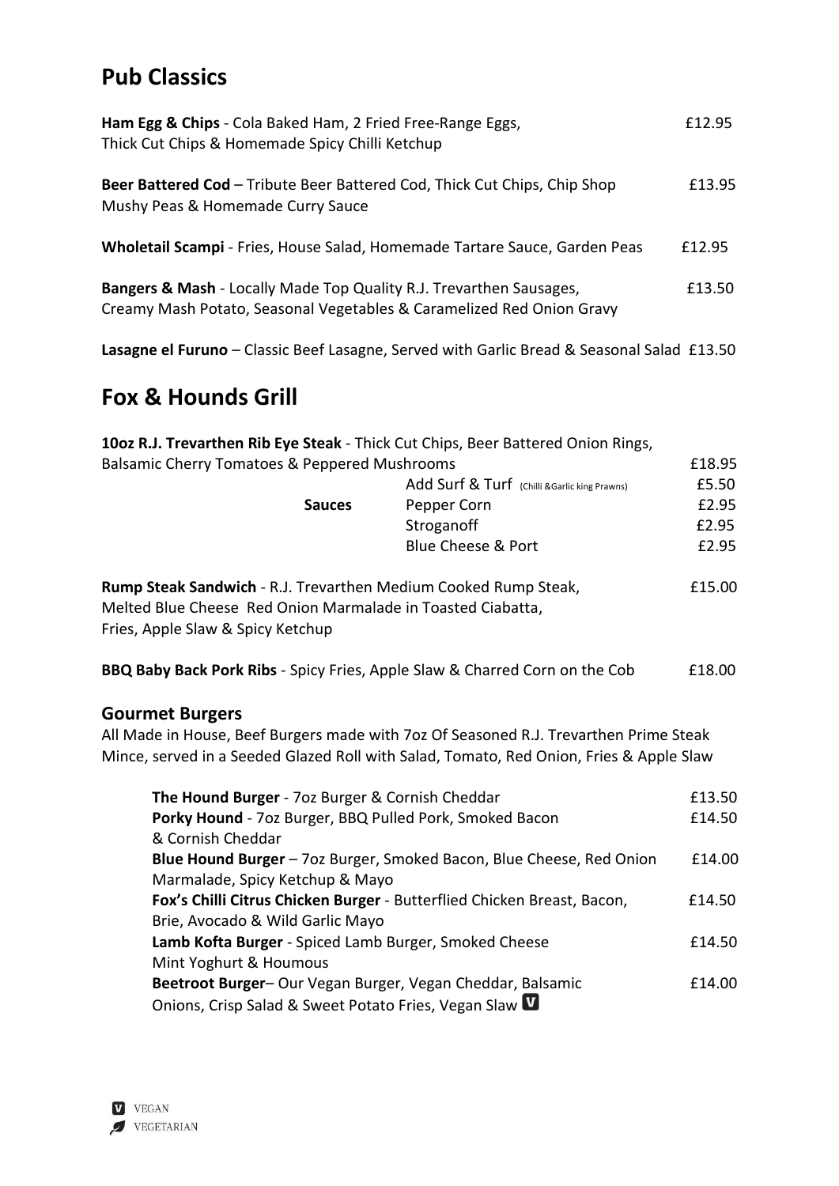## Pub Classics

**Ham Egg & Chips** - Cola Baked Ham, 2 Fried Free-Range Eggs, Thick Cut Chips & Homemade Spicy Chilli Ketchup — £12.95

**Beer Battered Cod** – Tribute Beer Battered Cod, Thick Cut Chips, Chip Shop Mushy Peas & Homemade Curry Sauce — £13.95

**Wholetail Scampi** - Fries, House Salad, Homemade Tartare Sauce, Garden Peas — £12.95

**Bangers & Mash** - Locally Made Top Quality R.J. Trevarthen Sausages, Creamy Mash Potato, Seasonal Vegetables & Caramelized Red Onion Gravy — £13.50

**Lasagne el Furuno** – Classic Beef Lasagne, Served with Garlic Bread & Seasonal Salad — £13.50

## Fox & Hounds Grill

**10oz R.J. Trevarthen Rib Eye Steak** - Thick Cut Chips, Beer Battered Onion Rings, Balsamic Cherry Tomatoes & Peppered Mushrooms — £18.95

| | | |
|---|---|---|
| | Add Surf & Turf (Chilli &Garlic king Prawns) | £5.50 |
| **Sauces** | Pepper Corn | £2.95 |
| | Stroganoff | £2.95 |
| | Blue Cheese & Port | £2.95 |

**Rump Steak Sandwich** - R.J. Trevarthen Medium Cooked Rump Steak, Melted Blue Cheese Red Onion Marmalade in Toasted Ciabatta, Fries, Apple Slaw & Spicy Ketchup — £15.00

**BBQ Baby Back Pork Ribs** - Spicy Fries, Apple Slaw & Charred Corn on the Cob — £18.00

### Gourmet Burgers

All Made in House, Beef Burgers made with 7oz Of Seasoned R.J. Trevarthen Prime Steak Mince, served in a Seeded Glazed Roll with Salad, Tomato, Red Onion, Fries & Apple Slaw

**The Hound Burger** - 7oz Burger & Cornish Cheddar — £13.50

**Porky Hound** - 7oz Burger, BBQ Pulled Pork, Smoked Bacon & Cornish Cheddar — £14.50

**Blue Hound Burger** – 7oz Burger, Smoked Bacon, Blue Cheese, Red Onion Marmalade, Spicy Ketchup & Mayo — £14.00

**Fox's Chilli Citrus Chicken Burger** - Butterflied Chicken Breast, Bacon, Brie, Avocado & Wild Garlic Mayo — £14.50

**Lamb Kofta Burger** - Spiced Lamb Burger, Smoked Cheese Mint Yoghurt & Houmous — £14.50

**Beetroot Burger**– Our Vegan Burger, Vegan Cheddar, Balsamic Onions, Crisp Salad & Sweet Potato Fries, Vegan Slaw (V) — £14.00

(V) VEGAN
VEGETARIAN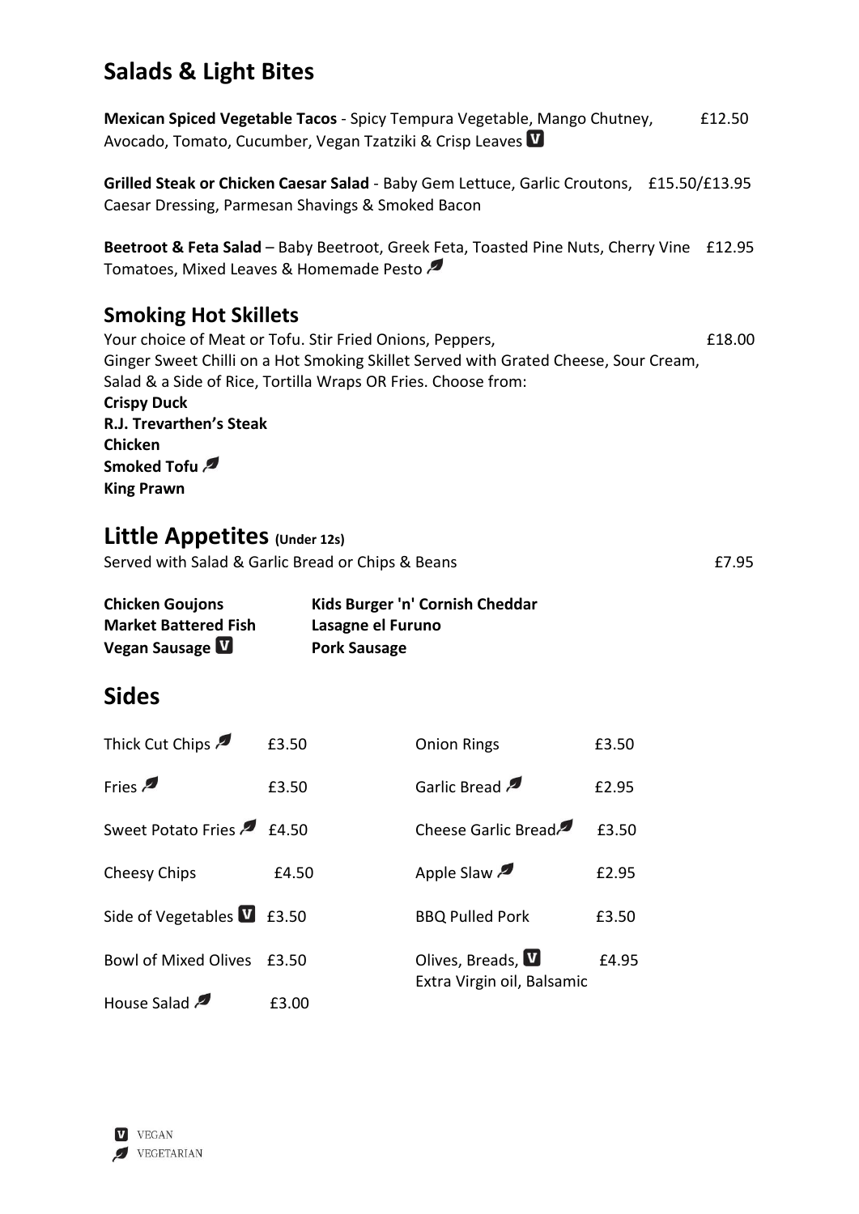## Salads & Light Bites

**Mexican Spiced Vegetable Tacos** - Spicy Tempura Vegetable, Mango Chutney, Avocado, Tomato, Cucumber, Vegan Tzatziki & Crisp Leaves (V) £12.50

**Grilled Steak or Chicken Caesar Salad** - Baby Gem Lettuce, Garlic Croutons, Caesar Dressing, Parmesan Shavings & Smoked Bacon £15.50/£13.95

**Beetroot & Feta Salad** – Baby Beetroot, Greek Feta, Toasted Pine Nuts, Cherry Vine Tomatoes, Mixed Leaves & Homemade Pesto (Vegetarian) £12.95

## Smoking Hot Skillets

Your choice of Meat or Tofu. Stir Fried Onions, Peppers, Ginger Sweet Chilli on a Hot Smoking Skillet Served with Grated Cheese, Sour Cream, Salad & a Side of Rice, Tortilla Wraps OR Fries. Choose from: £18.00

**Crispy Duck**
**R.J. Trevarthen's Steak**
**Chicken**
**Smoked Tofu** (Vegetarian)
**King Prawn**

## Little Appetites (Under 12s)

Served with Salad & Garlic Bread or Chips & Beans £7.95

| | |
|---|---|
| **Chicken Goujons** | **Kids Burger 'n' Cornish Cheddar** |
| **Market Battered Fish** | **Lasagne el Furuno** |
| **Vegan Sausage** (V) | **Pork Sausage** |

## Sides

| | | | |
|---|---|---|---|
| Thick Cut Chips (Vegetarian) | £3.50 | Onion Rings | £3.50 |
| Fries (Vegetarian) | £3.50 | Garlic Bread (Vegetarian) | £2.95 |
| Sweet Potato Fries (Vegetarian) | £4.50 | Cheese Garlic Bread (Vegetarian) | £3.50 |
| Cheesy Chips | £4.50 | Apple Slaw (Vegetarian) | £2.95 |
| Side of Vegetables (V) | £3.50 | BBQ Pulled Pork | £3.50 |
| Bowl of Mixed Olives | £3.50 | Olives, Breads, (V) Extra Virgin oil, Balsamic | £4.95 |
| House Salad (Vegetarian) | £3.00 | | |

(V) VEGAN
(Vegetarian) VEGETARIAN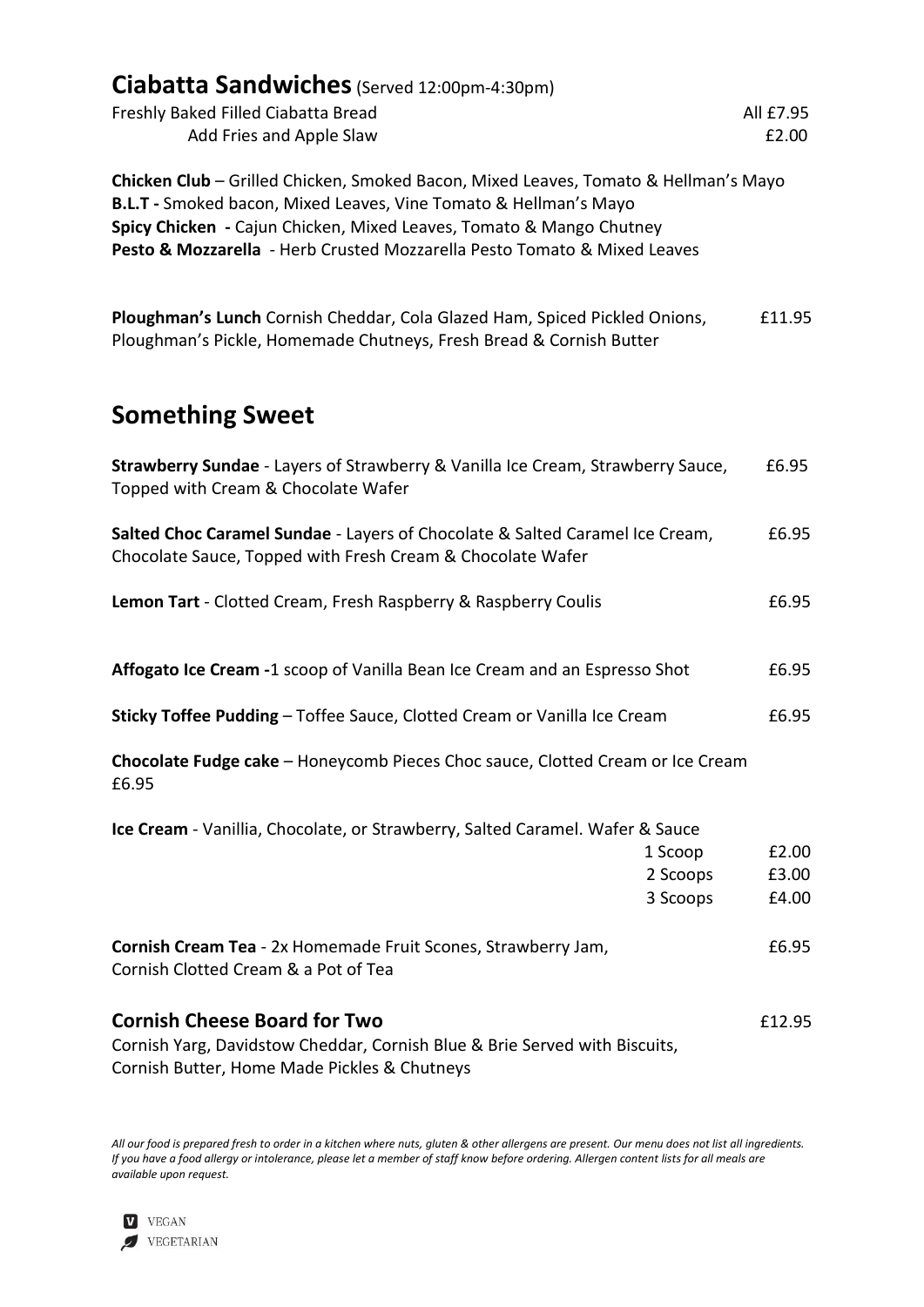## Ciabatta Sandwiches (Served 12:00pm-4:30pm)

Freshly Baked Filled Ciabatta Bread — All £7.95

Add Fries and Apple Slaw — £2.00

**Chicken Club** – Grilled Chicken, Smoked Bacon, Mixed Leaves, Tomato & Hellman's Mayo
**B.L.T -** Smoked bacon, Mixed Leaves, Vine Tomato & Hellman's Mayo
**Spicy Chicken -** Cajun Chicken, Mixed Leaves, Tomato & Mango Chutney
**Pesto & Mozzarella** - Herb Crusted Mozzarella Pesto Tomato & Mixed Leaves

**Ploughman's Lunch** Cornish Cheddar, Cola Glazed Ham, Spiced Pickled Onions, Ploughman's Pickle, Homemade Chutneys, Fresh Bread & Cornish Butter — £11.95

## Something Sweet

**Strawberry Sundae** - Layers of Strawberry & Vanilla Ice Cream, Strawberry Sauce, Topped with Cream & Chocolate Wafer — £6.95

**Salted Choc Caramel Sundae** - Layers of Chocolate & Salted Caramel Ice Cream, Chocolate Sauce, Topped with Fresh Cream & Chocolate Wafer — £6.95

**Lemon Tart** - Clotted Cream, Fresh Raspberry & Raspberry Coulis — £6.95

**Affogato Ice Cream -**1 scoop of Vanilla Bean Ice Cream and an Espresso Shot — £6.95

**Sticky Toffee Pudding** – Toffee Sauce, Clotted Cream or Vanilla Ice Cream — £6.95

**Chocolate Fudge cake** – Honeycomb Pieces Choc sauce, Clotted Cream or Ice Cream £6.95

**Ice Cream** - Vanillia, Chocolate, or Strawberry, Salted Caramel. Wafer & Sauce

| | |
|---|---|
| 1 Scoop | £2.00 |
| 2 Scoops | £3.00 |
| 3 Scoops | £4.00 |

**Cornish Cream Tea** - 2x Homemade Fruit Scones, Strawberry Jam, Cornish Clotted Cream & a Pot of Tea — £6.95

### Cornish Cheese Board for Two — £12.95

Cornish Yarg, Davidstow Cheddar, Cornish Blue & Brie Served with Biscuits, Cornish Butter, Home Made Pickles & Chutneys

*All our food is prepared fresh to order in a kitchen where nuts, gluten & other allergens are present. Our menu does not list all ingredients. If you have a food allergy or intolerance, please let a member of staff know before ordering. Allergen content lists for all meals are available upon request.*

V VEGAN
VEGETARIAN